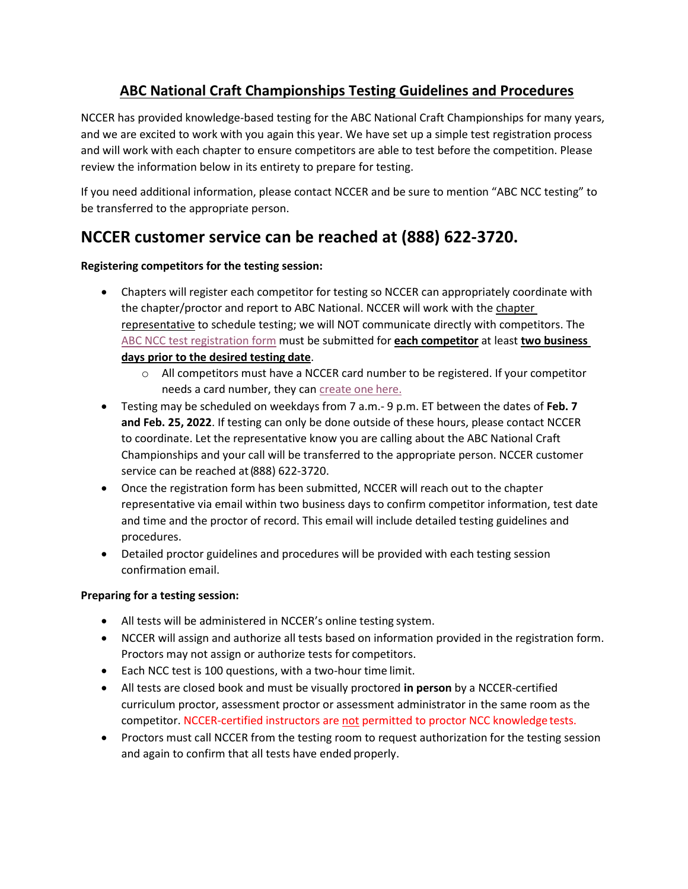# ABC National Craft Championships Testing Guidelines and Procedures

NCCER has provided knowledge-based testing for the ABC National Craft Championships for many years, and we are excited to work with you again this year. We have set up a simple test registration process and will work with each chapter to ensure competitors are able to test before the competition. Please review the information below in its entirety to prepare for testing.

If you need additional information, please contact NCCER and be sure to mention "ABC NCC testing" to be transferred to the appropriate person.

## NCCER customer service can be reached at (888) 622-3720.

**Registering competitors for the testing session:**

- Chapters will register each competitor for testing so NCCER can appropriately coordinate with the chapter/proctor and report to ABC National. NCCER will work with the chapter representative to schedule testing; we will NOT communicate directly with competitors. The ABC NCC test registration form must be submitted for **each competitor** at least **two business days prior to the desired testing date**.
  - All competitors must have a NCCER card number to be registered. If your competitor needs a card number, they can create one here.
- Testing may be scheduled on weekdays from 7 a.m.- 9 p.m. ET between the dates of **Feb. 7 and Feb. 25, 2022**. If testing can only be done outside of these hours, please contact NCCER to coordinate. Let the representative know you are calling about the ABC National Craft Championships and your call will be transferred to the appropriate person. NCCER customer service can be reached at (888) 622-3720.
- Once the registration form has been submitted, NCCER will reach out to the chapter representative via email within two business days to confirm competitor information, test date and time and the proctor of record. This email will include detailed testing guidelines and procedures.
- Detailed proctor guidelines and procedures will be provided with each testing session confirmation email.

**Preparing for a testing session:**

- All tests will be administered in NCCER's online testing system.
- NCCER will assign and authorize all tests based on information provided in the registration form. Proctors may not assign or authorize tests for competitors.
- Each NCC test is 100 questions, with a two-hour time limit.
- All tests are closed book and must be visually proctored **in person** by a NCCER-certified curriculum proctor, assessment proctor or assessment administrator in the same room as the competitor. NCCER-certified instructors are not permitted to proctor NCC knowledge tests.
- Proctors must call NCCER from the testing room to request authorization for the testing session and again to confirm that all tests have ended properly.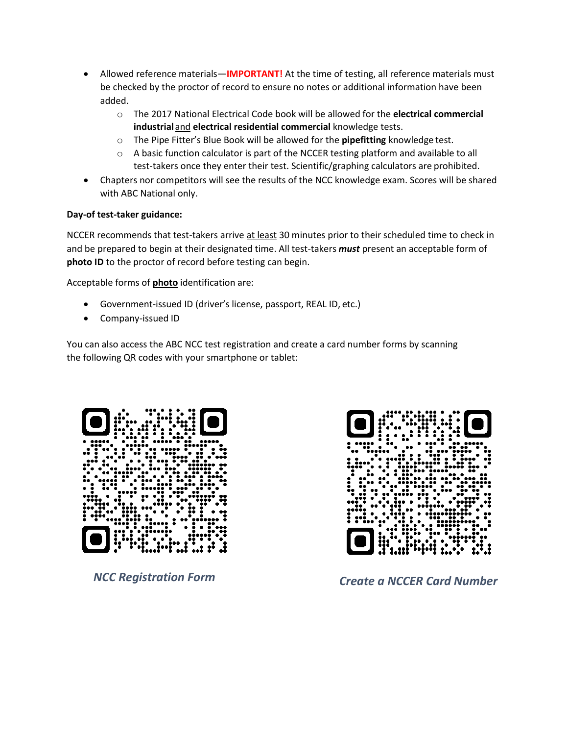- Allowed reference materials—**IMPORTANT!** At the time of testing, all reference materials must be checked by the proctor of record to ensure no notes or additional information have been added.
  - The 2017 National Electrical Code book will be allowed for the **electrical commercial industrial** and **electrical residential commercial** knowledge tests.
  - The Pipe Fitter's Blue Book will be allowed for the **pipefitting** knowledge test.
  - A basic function calculator is part of the NCCER testing platform and available to all test-takers once they enter their test. Scientific/graphing calculators are prohibited.
- Chapters nor competitors will see the results of the NCC knowledge exam. Scores will be shared with ABC National only.

**Day-of test-taker guidance:**

NCCER recommends that test-takers arrive at least 30 minutes prior to their scheduled time to check in and be prepared to begin at their designated time. All test-takers ***must*** present an acceptable form of **photo ID** to the proctor of record before testing can begin.

Acceptable forms of **photo** identification are:

- Government-issued ID (driver's license, passport, REAL ID, etc.)
- Company-issued ID

You can also access the ABC NCC test registration and create a card number forms by scanning the following QR codes with your smartphone or tablet:

***NCC Registration Form***

***Create a NCCER Card Number***